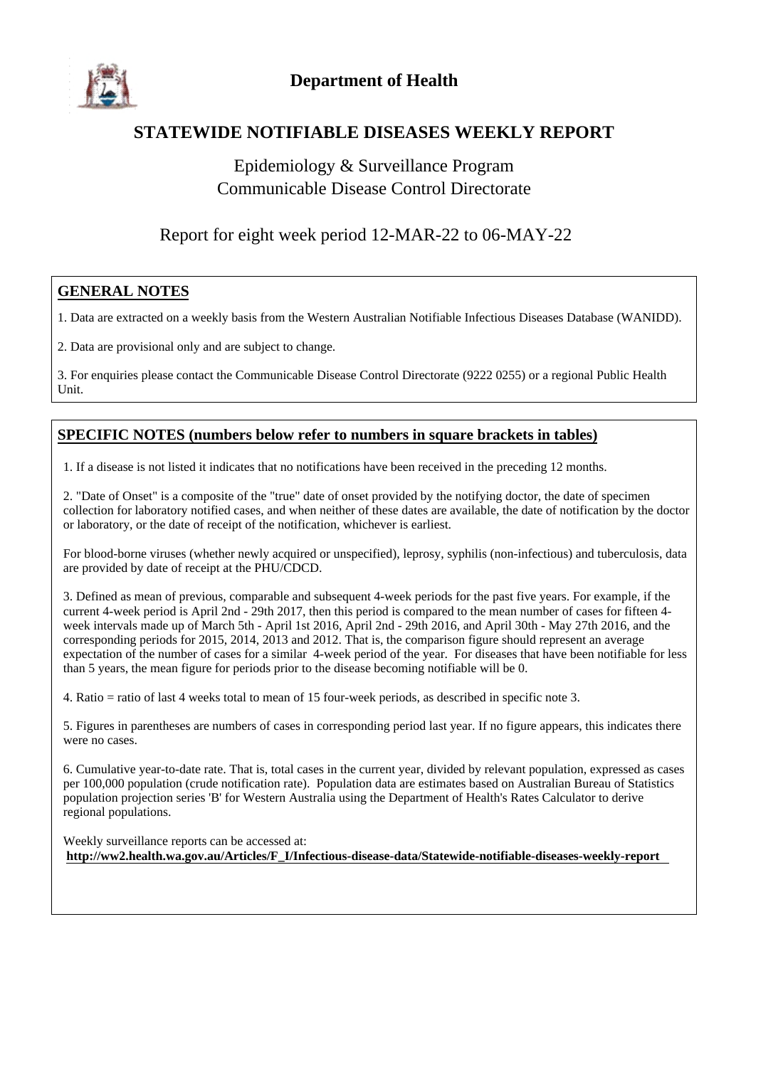**Department of Health**

# STATEWIDE NOTIFIABLE DISEASES WEEKLY REPORT

## Epidemiology & Surveillance Program
## Communicable Disease Control Directorate

Report for eight week period 12-MAR-22 to 06-MAY-22

## GENERAL NOTES

1. Data are extracted on a weekly basis from the Western Australian Notifiable Infectious Diseases Database (WANIDD).

2. Data are provisional only and are subject to change.

3. For enquiries please contact the Communicable Disease Control Directorate (9222 0255) or a regional Public Health Unit.

## SPECIFIC NOTES (numbers below refer to numbers in square brackets in tables)

1. If a disease is not listed it indicates that no notifications have been received in the preceding 12 months.

2. "Date of Onset" is a composite of the "true" date of onset provided by the notifying doctor, the date of specimen collection for laboratory notified cases, and when neither of these dates are available, the date of notification by the doctor or laboratory, or the date of receipt of the notification, whichever is earliest.

For blood-borne viruses (whether newly acquired or unspecified), leprosy, syphilis (non-infectious) and tuberculosis, data are provided by date of receipt at the PHU/CDCD.

3. Defined as mean of previous, comparable and subsequent 4-week periods for the past five years. For example, if the current 4-week period is April 2nd - 29th 2017, then this period is compared to the mean number of cases for fifteen 4-week intervals made up of March 5th - April 1st 2016, April 2nd - 29th 2016, and April 30th - May 27th 2016, and the corresponding periods for 2015, 2014, 2013 and 2012. That is, the comparison figure should represent an average expectation of the number of cases for a similar 4-week period of the year. For diseases that have been notifiable for less than 5 years, the mean figure for periods prior to the disease becoming notifiable will be 0.

4. Ratio = ratio of last 4 weeks total to mean of 15 four-week periods, as described in specific note 3.

5. Figures in parentheses are numbers of cases in corresponding period last year. If no figure appears, this indicates there were no cases.

6. Cumulative year-to-date rate. That is, total cases in the current year, divided by relevant population, expressed as cases per 100,000 population (crude notification rate). Population data are estimates based on Australian Bureau of Statistics population projection series 'B' for Western Australia using the Department of Health's Rates Calculator to derive regional populations.

Weekly surveillance reports can be accessed at:
**http://ww2.health.wa.gov.au/Articles/F_I/Infectious-disease-data/Statewide-notifiable-diseases-weekly-report**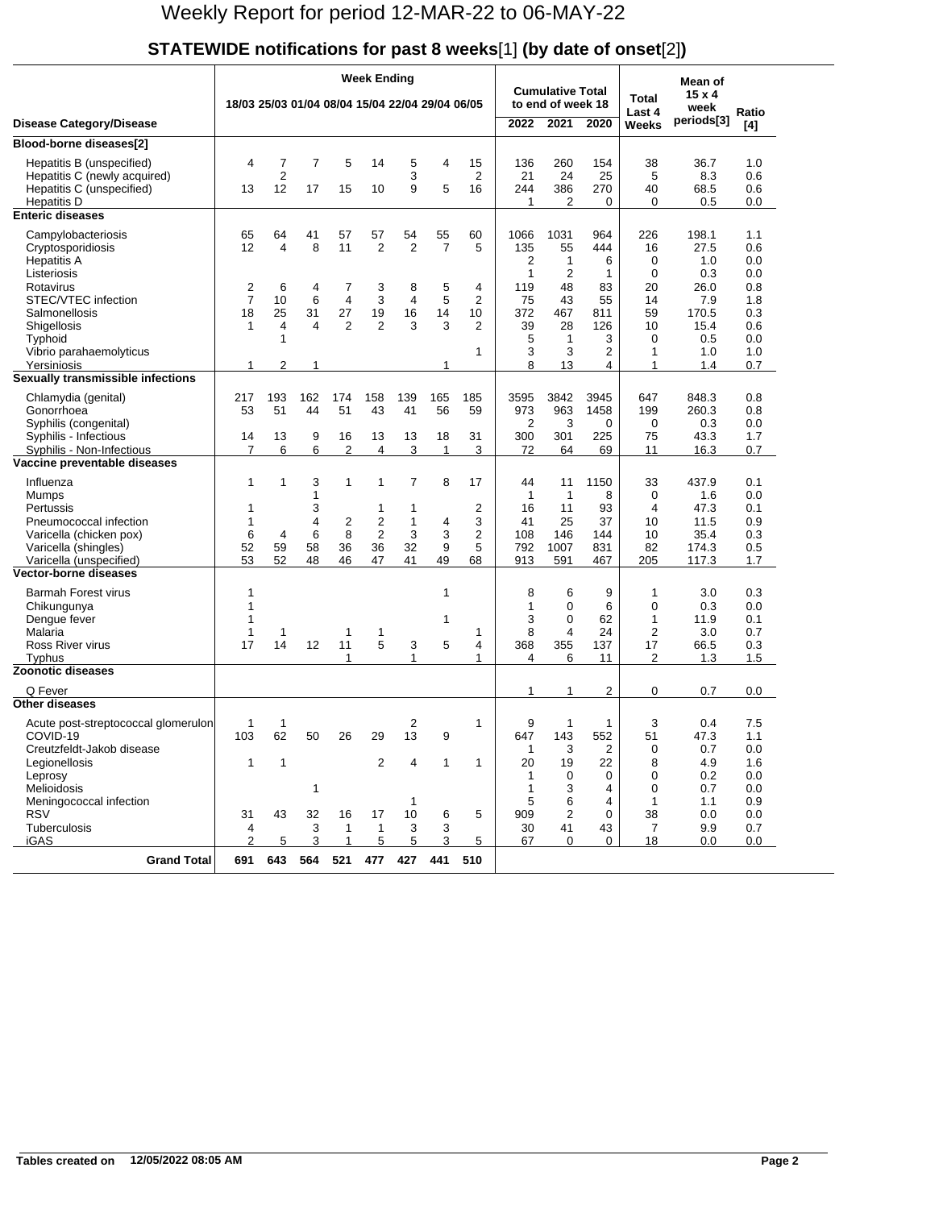# Weekly Report for period 12-MAR-22 to 06-MAY-22

## STATEWIDE notifications for past 8 weeks[1] (by date of onset[2])

| Disease Category/Disease | Week Ending 18/03 | 25/03 | 01/04 | 08/04 | 15/04 | 22/04 | 29/04 | 06/05 | Cumulative Total to end of week 18: 2022 | 2021 | 2020 | Total Last 4 Weeks | Mean of 15 x 4 week periods[3] | Ratio [4] |
|---|---|---|---|---|---|---|---|---|---|---|---|---|---|---|
| **Blood-borne diseases[2]** | | | | | | | | | | | | | | |
| Hepatitis B (unspecified) | 4 | 7 | 7 | 5 | 14 | 5 | 4 | 15 | 136 | 260 | 154 | 38 | 36.7 | 1.0 |
| Hepatitis C (newly acquired) | | 2 | | | | 3 | | 2 | 21 | 24 | 25 | 5 | 8.3 | 0.6 |
| Hepatitis C (unspecified) | 13 | 12 | 17 | 15 | 10 | 9 | 5 | 16 | 244 | 386 | 270 | 40 | 68.5 | 0.6 |
| Hepatitis D | | | | | | | | | 1 | 2 | 0 | 0 | 0.5 | 0.0 |
| **Enteric diseases** | | | | | | | | | | | | | | |
| Campylobacteriosis | 65 | 64 | 41 | 57 | 57 | 54 | 55 | 60 | 1066 | 1031 | 964 | 226 | 198.1 | 1.1 |
| Cryptosporidiosis | 12 | 4 | 8 | 11 | 2 | 2 | 7 | 5 | 135 | 55 | 444 | 16 | 27.5 | 0.6 |
| Hepatitis A | | | | | | | | | 2 | 1 | 6 | 0 | 1.0 | 0.0 |
| Listeriosis | | | | | | | | | 1 | 2 | 1 | 0 | 0.3 | 0.0 |
| Rotavirus | 2 | 6 | 4 | 7 | 3 | 8 | 5 | 4 | 119 | 48 | 83 | 20 | 26.0 | 0.8 |
| STEC/VTEC infection | 7 | 10 | 6 | 4 | 3 | 4 | 5 | 2 | 75 | 43 | 55 | 14 | 7.9 | 1.8 |
| Salmonellosis | 18 | 25 | 31 | 27 | 19 | 16 | 14 | 10 | 372 | 467 | 811 | 59 | 170.5 | 0.3 |
| Shigellosis | 1 | 4 | 4 | 2 | 2 | 3 | 3 | 2 | 39 | 28 | 126 | 10 | 15.4 | 0.6 |
| Typhoid | | 1 | | | | | | | 5 | 1 | 3 | 0 | 0.5 | 0.0 |
| Vibrio parahaemolyticus | | | | | | | | 1 | 3 | 3 | 2 | 1 | 1.0 | 1.0 |
| Yersiniosis | 1 | 2 | 1 | | | | 1 | | 8 | 13 | 4 | 1 | 1.4 | 0.7 |
| **Sexually transmissible infections** | | | | | | | | | | | | | | |
| Chlamydia (genital) | 217 | 193 | 162 | 174 | 158 | 139 | 165 | 185 | 3595 | 3842 | 3945 | 647 | 848.3 | 0.8 |
| Gonorrhoea | 53 | 51 | 44 | 51 | 43 | 41 | 56 | 59 | 973 | 963 | 1458 | 199 | 260.3 | 0.8 |
| Syphilis (congenital) | | | | | | | | | 2 | 3 | 0 | 0 | 0.3 | 0.0 |
| Syphilis - Infectious | 14 | 13 | 9 | 16 | 13 | 13 | 18 | 31 | 300 | 301 | 225 | 75 | 43.3 | 1.7 |
| Syphilis - Non-Infectious | 7 | 6 | 6 | 2 | 4 | 3 | 1 | 3 | 72 | 64 | 69 | 11 | 16.3 | 0.7 |
| **Vaccine preventable diseases** | | | | | | | | | | | | | | |
| Influenza | 1 | 1 | 3 | 1 | 1 | 7 | 8 | 17 | 44 | 11 | 1150 | 33 | 437.9 | 0.1 |
| Mumps | | | 1 | | | | | | 1 | 1 | 8 | 0 | 1.6 | 0.0 |
| Pertussis | 1 | | 3 | | 1 | 1 | | 2 | 16 | 11 | 93 | 4 | 47.3 | 0.1 |
| Pneumococcal infection | 1 | | 4 | 2 | 2 | 1 | 4 | 3 | 41 | 25 | 37 | 10 | 11.5 | 0.9 |
| Varicella (chicken pox) | 6 | 4 | 6 | 8 | 2 | 3 | 3 | 2 | 108 | 146 | 144 | 10 | 35.4 | 0.3 |
| Varicella (shingles) | 52 | 59 | 58 | 36 | 36 | 32 | 9 | 5 | 792 | 1007 | 831 | 82 | 174.3 | 0.5 |
| Varicella (unspecified) | 53 | 52 | 48 | 46 | 47 | 41 | 49 | 68 | 913 | 591 | 467 | 205 | 117.3 | 1.7 |
| **Vector-borne diseases** | | | | | | | | | | | | | | |
| Barmah Forest virus | 1 | | | | | | 1 | | 8 | 6 | 9 | 1 | 3.0 | 0.3 |
| Chikungunya | 1 | | | | | | | | 1 | 0 | 6 | 0 | 0.3 | 0.0 |
| Dengue fever | 1 | | | | | | 1 | | 3 | 0 | 62 | 1 | 11.9 | 0.1 |
| Malaria | 1 | 1 | | 1 | 1 | | | 1 | 8 | 4 | 24 | 2 | 3.0 | 0.7 |
| Ross River virus | 17 | 14 | 12 | 11 | 5 | 3 | 5 | 4 | 368 | 355 | 137 | 17 | 66.5 | 0.3 |
| Typhus | | | | 1 | | 1 | | 1 | 4 | 6 | 11 | 2 | 1.3 | 1.5 |
| **Zoonotic diseases** | | | | | | | | | | | | | | |
| Q Fever | | | | | | | | | 1 | 1 | 2 | 0 | 0.7 | 0.0 |
| **Other diseases** | | | | | | | | | | | | | | |
| Acute post-streptococcal glomerulon | 1 | 1 | | | | 2 | | 1 | 9 | 1 | 1 | 3 | 0.4 | 7.5 |
| COVID-19 | 103 | 62 | 50 | 26 | 29 | 13 | 9 | | 647 | 143 | 552 | 51 | 47.3 | 1.1 |
| Creutzfeldt-Jakob disease | | | | | | | | | 1 | 3 | 2 | 0 | 0.7 | 0.0 |
| Legionellosis | 1 | 1 | | | 2 | 4 | 1 | 1 | 20 | 19 | 22 | 8 | 4.9 | 1.6 |
| Leprosy | | | | | | | | | 1 | 0 | 0 | 0 | 0.2 | 0.0 |
| Melioidosis | | | 1 | | | | | | 1 | 3 | 4 | 0 | 0.7 | 0.0 |
| Meningococcal infection | | | | | | 1 | | | 5 | 6 | 4 | 1 | 1.1 | 0.9 |
| RSV | 31 | 43 | 32 | 16 | 17 | 10 | 6 | 5 | 909 | 2 | 0 | 38 | 0.0 | 0.0 |
| Tuberculosis | 4 | | 3 | 1 | 1 | 3 | 3 | | 30 | 41 | 43 | 7 | 9.9 | 0.7 |
| iGAS | 2 | 5 | 3 | 1 | 5 | 5 | 3 | 5 | 67 | 0 | 0 | 18 | 0.0 | 0.0 |
| **Grand Total** | **691** | **643** | **564** | **521** | **477** | **427** | **441** | **510** | | | | | | |

**Tables created on 12/05/2022 08:05 AM**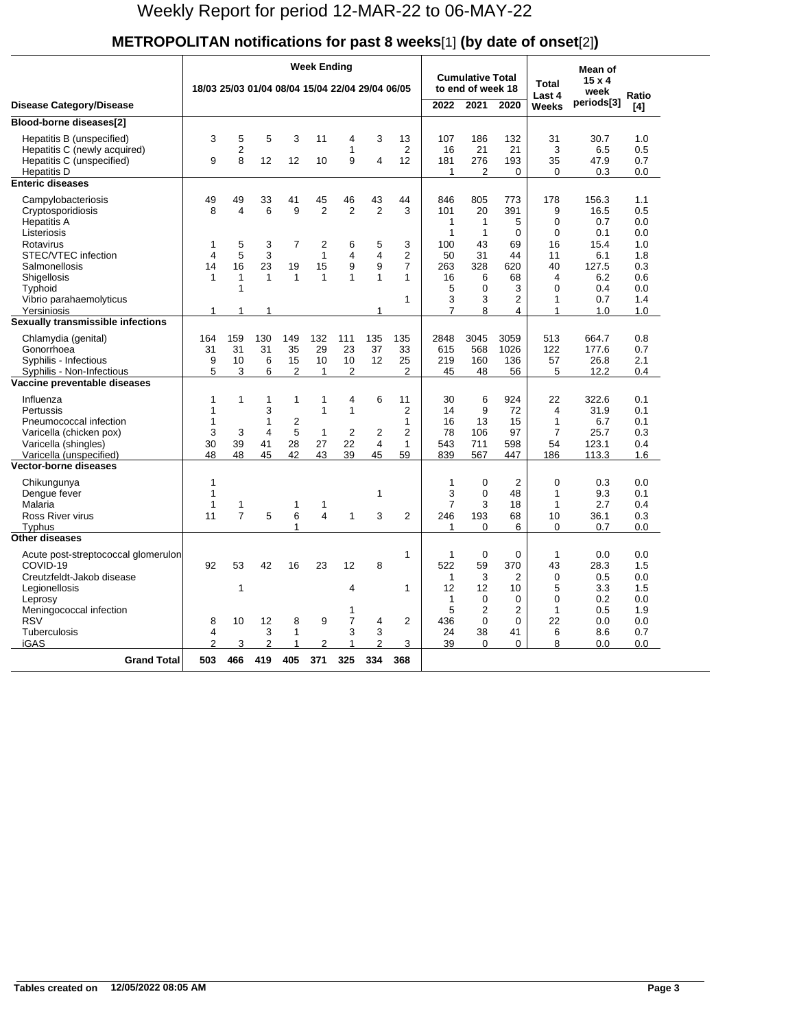# Weekly Report for period 12-MAR-22 to 06-MAY-22

## METROPOLITAN notifications for past 8 weeks[1] (by date of onset[2])

| Disease Category/Disease | Week Ending 18/03 | 25/03 | 01/04 | 08/04 | 15/04 | 22/04 | 29/04 | 06/05 | Cumulative Total to end of week 18 2022 | 2021 | 2020 | Total Last 4 Weeks | Mean of 15 x 4 week periods[3] | Ratio [4] |
|---|---|---|---|---|---|---|---|---|---|---|---|---|---|---|
| **Blood-borne diseases[2]** | | | | | | | | | | | | | | |
| Hepatitis B (unspecified) | 3 | 5 | 5 | 3 | 11 | 4 | 3 | 13 | 107 | 186 | 132 | 31 | 30.7 | 1.0 |
| Hepatitis C (newly acquired) | | 2 | | | | 1 | | 2 | 16 | 21 | 21 | 3 | 6.5 | 0.5 |
| Hepatitis C (unspecified) | 9 | 8 | 12 | 12 | 10 | 9 | 4 | 12 | 181 | 276 | 193 | 35 | 47.9 | 0.7 |
| Hepatitis D | | | | | | | | | 1 | 2 | 0 | 0 | 0.3 | 0.0 |
| **Enteric diseases** | | | | | | | | | | | | | | |
| Campylobacteriosis | 49 | 49 | 33 | 41 | 45 | 46 | 43 | 44 | 846 | 805 | 773 | 178 | 156.3 | 1.1 |
| Cryptosporidiosis | 8 | 4 | 6 | 9 | 2 | 2 | 2 | 3 | 101 | 20 | 391 | 9 | 16.5 | 0.5 |
| Hepatitis A | | | | | | | | | 1 | 1 | 5 | 0 | 0.7 | 0.0 |
| Listeriosis | | | | | | | | | 1 | 1 | 0 | 0 | 0.1 | 0.0 |
| Rotavirus | 1 | 5 | 3 | 7 | 2 | 6 | 5 | 3 | 100 | 43 | 69 | 16 | 15.4 | 1.0 |
| STEC/VTEC infection | 4 | 5 | 3 | | 1 | 4 | 4 | 2 | 50 | 31 | 44 | 11 | 6.1 | 1.8 |
| Salmonellosis | 14 | 16 | 23 | 19 | 15 | 9 | 9 | 7 | 263 | 328 | 620 | 40 | 127.5 | 0.3 |
| Shigellosis | 1 | 1 | 1 | 1 | 1 | 1 | 1 | 1 | 16 | 6 | 68 | 4 | 6.2 | 0.6 |
| Typhoid | | 1 | | | | | | | 5 | 0 | 3 | 0 | 0.4 | 0.0 |
| Vibrio parahaemolyticus | | | | | | | | 1 | 3 | 3 | 2 | 1 | 0.7 | 1.4 |
| Yersiniosis | 1 | 1 | 1 | | | | 1 | | 7 | 8 | 4 | 1 | 1.0 | 1.0 |
| **Sexually transmissible infections** | | | | | | | | | | | | | | |
| Chlamydia (genital) | 164 | 159 | 130 | 149 | 132 | 111 | 135 | 135 | 2848 | 3045 | 3059 | 513 | 664.7 | 0.8 |
| Gonorrhoea | 31 | 31 | 31 | 35 | 29 | 23 | 37 | 33 | 615 | 568 | 1026 | 122 | 177.6 | 0.7 |
| Syphilis - Infectious | 9 | 10 | 6 | 15 | 10 | 10 | 12 | 25 | 219 | 160 | 136 | 57 | 26.8 | 2.1 |
| Syphilis - Non-Infectious | 5 | 3 | 6 | 2 | 1 | 2 | | 2 | 45 | 48 | 56 | 5 | 12.2 | 0.4 |
| **Vaccine preventable diseases** | | | | | | | | | | | | | | |
| Influenza | 1 | 1 | 1 | 1 | 1 | 4 | 6 | 11 | 30 | 6 | 924 | 22 | 322.6 | 0.1 |
| Pertussis | 1 | | 3 | | 1 | 1 | | 2 | 14 | 9 | 72 | 4 | 31.9 | 0.1 |
| Pneumococcal infection | 1 | | 1 | 2 | | | | 1 | 16 | 13 | 15 | 1 | 6.7 | 0.1 |
| Varicella (chicken pox) | 3 | 3 | 4 | 5 | 1 | 2 | 2 | 2 | 78 | 106 | 97 | 7 | 25.7 | 0.3 |
| Varicella (shingles) | 30 | 39 | 41 | 28 | 27 | 22 | 4 | 1 | 543 | 711 | 598 | 54 | 123.1 | 0.4 |
| Varicella (unspecified) | 48 | 48 | 45 | 42 | 43 | 39 | 45 | 59 | 839 | 567 | 447 | 186 | 113.3 | 1.6 |
| **Vector-borne diseases** | | | | | | | | | | | | | | |
| Chikungunya | 1 | | | | | | | | 1 | 0 | 2 | 0 | 0.3 | 0.0 |
| Dengue fever | 1 | | | | | | 1 | | 3 | 0 | 48 | 1 | 9.3 | 0.1 |
| Malaria | 1 | 1 | | 1 | 1 | | | | 7 | 3 | 18 | 1 | 2.7 | 0.4 |
| Ross River virus | 11 | 7 | 5 | 6 | 4 | 1 | 3 | 2 | 246 | 193 | 68 | 10 | 36.1 | 0.3 |
| Typhus | | | | 1 | | | | | 1 | 0 | 6 | 0 | 0.7 | 0.0 |
| **Other diseases** | | | | | | | | | | | | | | |
| Acute post-streptococcal glomerulon | | | | | | | | 1 | 1 | 0 | 0 | 1 | 0.0 | 0.0 |
| COVID-19 | 92 | 53 | 42 | 16 | 23 | 12 | 8 | | 522 | 59 | 370 | 43 | 28.3 | 1.5 |
| Creutzfeldt-Jakob disease | | | | | | | | | 1 | 3 | 2 | 0 | 0.5 | 0.0 |
| Legionellosis | | 1 | | | | 4 | | 1 | 12 | 12 | 10 | 5 | 3.3 | 1.5 |
| Leprosy | | | | | | | | | 1 | 0 | 0 | 0 | 0.2 | 0.0 |
| Meningococcal infection | | | | | | 1 | | | 5 | 2 | 2 | 1 | 0.5 | 1.9 |
| RSV | 8 | 10 | 12 | 8 | 9 | 7 | 4 | 2 | 436 | 0 | 0 | 22 | 0.0 | 0.0 |
| Tuberculosis | 4 | | 3 | 1 | | 3 | 3 | | 24 | 38 | 41 | 6 | 8.6 | 0.7 |
| iGAS | 2 | 3 | 2 | 1 | 2 | 1 | 2 | 3 | 39 | 0 | 0 | 8 | 0.0 | 0.0 |
| **Grand Total** | **503** | **466** | **419** | **405** | **371** | **325** | **334** | **368** | | | | | | |

Tables created on 12/05/2022 08:05 AM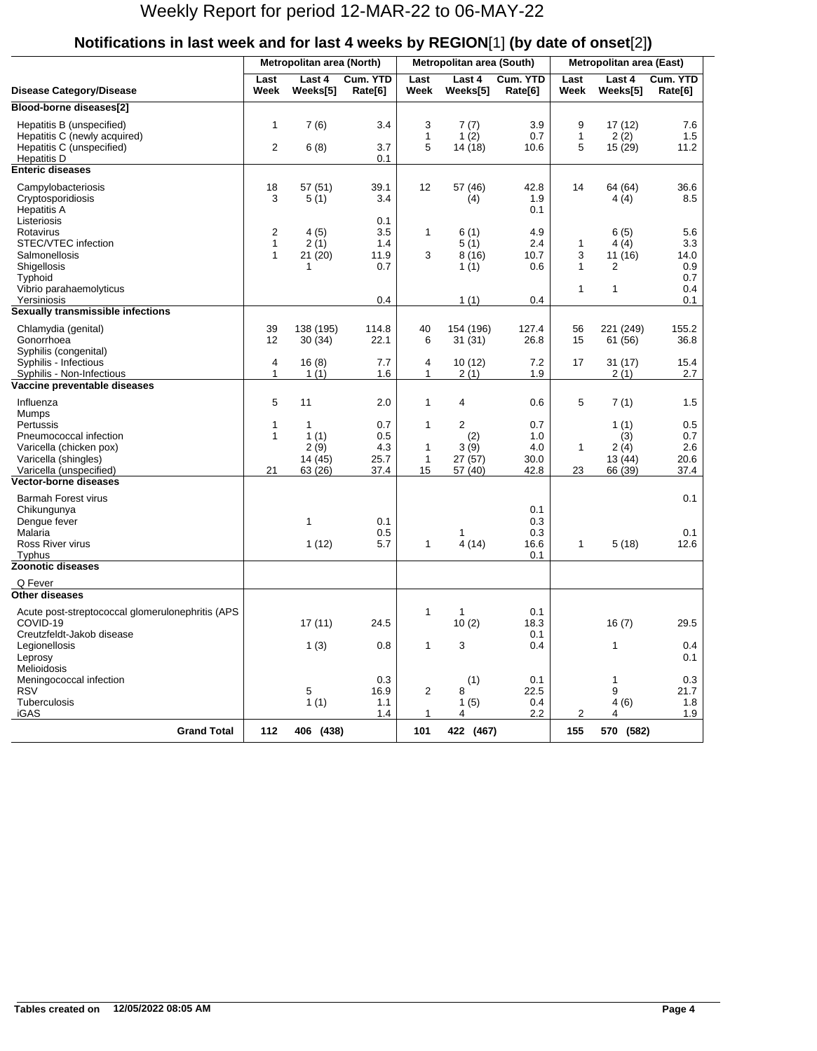# Weekly Report for period 12-MAR-22 to 06-MAY-22

## Notifications in last week and for last 4 weeks by REGION[1] (by date of onset[2])

| Disease Category/Disease | Metropolitan area (North) Last Week | Metropolitan area (North) Last 4 Weeks[5] | Metropolitan area (North) Cum. YTD Rate[6] | Metropolitan area (South) Last Week | Metropolitan area (South) Last 4 Weeks[5] | Metropolitan area (South) Cum. YTD Rate[6] | Metropolitan area (East) Last Week | Metropolitan area (East) Last 4 Weeks[5] | Metropolitan area (East) Cum. YTD Rate[6] |
|---|---|---|---|---|---|---|---|---|---|
| **Blood-borne diseases[2]** | | | | | | | | | |
| Hepatitis B (unspecified) | 1 | 7 (6) | 3.4 | 3 | 7 (7) | 3.9 | 9 | 17 (12) | 7.6 |
| Hepatitis C (newly acquired) | | | | 1 | 1 (2) | 0.7 | 1 | 2 (2) | 1.5 |
| Hepatitis C (unspecified) | 2 | 6 (8) | 3.7 | 5 | 14 (18) | 10.6 | 5 | 15 (29) | 11.2 |
| Hepatitis D | | | 0.1 | | | | | | |
| **Enteric diseases** | | | | | | | | | |
| Campylobacteriosis | 18 | 57 (51) | 39.1 | 12 | 57 (46) | 42.8 | 14 | 64 (64) | 36.6 |
| Cryptosporidiosis | 3 | 5 (1) | 3.4 | | (4) | 1.9 | | 4 (4) | 8.5 |
| Hepatitis A | | | | | | 0.1 | | | |
| Listeriosis | | | 0.1 | | | | | | |
| Rotavirus | 2 | 4 (5) | 3.5 | 1 | 6 (1) | 4.9 | | 6 (5) | 5.6 |
| STEC/VTEC infection | 1 | 2 (1) | 1.4 | | 5 (1) | 2.4 | 1 | 4 (4) | 3.3 |
| Salmonellosis | 1 | 21 (20) | 11.9 | 3 | 8 (16) | 10.7 | 3 | 11 (16) | 14.0 |
| Shigellosis | | 1 | 0.7 | | 1 (1) | 0.6 | 1 | 2 | 0.9 |
| Typhoid | | | | | | | | | 0.7 |
| Vibrio parahaemolyticus | | | | | | | 1 | 1 | 0.4 |
| Yersiniosis | | | 0.4 | | 1 (1) | 0.4 | | | 0.1 |
| **Sexually transmissible infections** | | | | | | | | | |
| Chlamydia (genital) | 39 | 138 (195) | 114.8 | 40 | 154 (196) | 127.4 | 56 | 221 (249) | 155.2 |
| Gonorrhoea | 12 | 30 (34) | 22.1 | 6 | 31 (31) | 26.8 | 15 | 61 (56) | 36.8 |
| Syphilis (congenital) | | | | | | | | | |
| Syphilis - Infectious | 4 | 16 (8) | 7.7 | 4 | 10 (12) | 7.2 | 17 | 31 (17) | 15.4 |
| Syphilis - Non-Infectious | 1 | 1 (1) | 1.6 | 1 | 2 (1) | 1.9 | | 2 (1) | 2.7 |
| **Vaccine preventable diseases** | | | | | | | | | |
| Influenza | 5 | 11 | 2.0 | 1 | 4 | 0.6 | 5 | 7 (1) | 1.5 |
| Mumps | | | | | | | | | |
| Pertussis | 1 | 1 | 0.7 | 1 | 2 | 0.7 | | 1 (1) | 0.5 |
| Pneumococcal infection | 1 | 1 (1) | 0.5 | | (2) | 1.0 | | (3) | 0.7 |
| Varicella (chicken pox) | | 2 (9) | 4.3 | 1 | 3 (9) | 4.0 | 1 | 2 (4) | 2.6 |
| Varicella (shingles) | | 14 (45) | 25.7 | 1 | 27 (57) | 30.0 | | 13 (44) | 20.6 |
| Varicella (unspecified) | 21 | 63 (26) | 37.4 | 15 | 57 (40) | 42.8 | 23 | 66 (39) | 37.4 |
| **Vector-borne diseases** | | | | | | | | | |
| Barmah Forest virus | | | | | | | | | 0.1 |
| Chikungunya | | | | | | 0.1 | | | |
| Dengue fever | | 1 | 0.1 | | | 0.3 | | | |
| Malaria | | | 0.5 | | 1 | 0.3 | | | 0.1 |
| Ross River virus | | 1 (12) | 5.7 | 1 | 4 (14) | 16.6 | 1 | 5 (18) | 12.6 |
| Typhus | | | | | | 0.1 | | | |
| **Zoonotic diseases** | | | | | | | | | |
| Q Fever | | | | | | | | | |
| **Other diseases** | | | | | | | | | |
| Acute post-streptococcal glomerulonephritis (APS | | | | 1 | 1 | 0.1 | | | |
| COVID-19 | | 17 (11) | 24.5 | | 10 (2) | 18.3 | | 16 (7) | 29.5 |
| Creutzfeldt-Jakob disease | | | | | | 0.1 | | | |
| Legionellosis | | 1 (3) | 0.8 | 1 | 3 | 0.4 | | 1 | 0.4 |
| Leprosy | | | | | | | | | 0.1 |
| Melioidosis | | | | | | | | | |
| Meningococcal infection | | | 0.3 | | (1) | 0.1 | | 1 | 0.3 |
| RSV | | 5 | 16.9 | 2 | 8 | 22.5 | | 9 | 21.7 |
| Tuberculosis | | 1 (1) | 1.1 | | 1 (5) | 0.4 | | 4 (6) | 1.8 |
| iGAS | | | 1.4 | 1 | 4 | 2.2 | 2 | 4 | 1.9 |
| **Grand Total** | **112** | **406 (438)** | | **101** | **422 (467)** | | **155** | **570 (582)** | |

**Tables created on 12/05/2022 08:05 AM**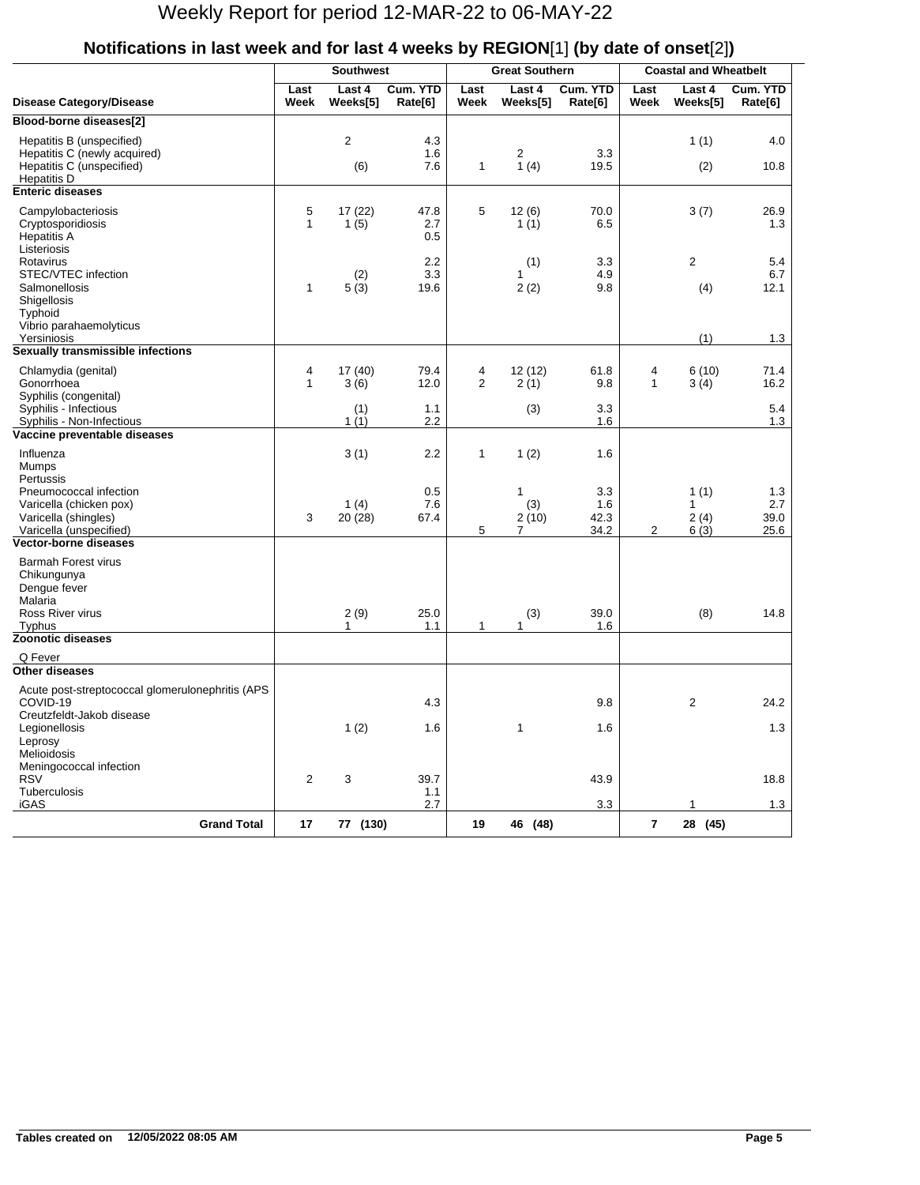# Weekly Report for period 12-MAR-22 to 06-MAY-22

## Notifications in last week and for last 4 weeks by REGION[1] (by date of onset[2])

| | Southwest | | | Great Southern | | | Coastal and Wheatbelt | | |
|---|---|---|---|---|---|---|---|---|---|
| **Disease Category/Disease** | **Last Week** | **Last 4 Weeks[5]** | **Cum. YTD Rate[6]** | **Last Week** | **Last 4 Weeks[5]** | **Cum. YTD Rate[6]** | **Last Week** | **Last 4 Weeks[5]** | **Cum. YTD Rate[6]** |
| **Blood-borne diseases[2]** | | | | | | | | | |
| Hepatitis B (unspecified) | | 2 | 4.3 | | | | | 1 (1) | 4.0 |
| Hepatitis C (newly acquired) | | | 1.6 | | 2 | 3.3 | | | |
| Hepatitis C (unspecified) | | (6) | 7.6 | 1 | 1 (4) | 19.5 | | (2) | 10.8 |
| Hepatitis D | | | | | | | | | |
| **Enteric diseases** | | | | | | | | | |
| Campylobacteriosis | 5 | 17 (22) | 47.8 | 5 | 12 (6) | 70.0 | | 3 (7) | 26.9 |
| Cryptosporidiosis | 1 | 1 (5) | 2.7 | | 1 (1) | 6.5 | | | 1.3 |
| Hepatitis A | | | 0.5 | | | | | | |
| Listeriosis | | | | | | | | | |
| Rotavirus | | | 2.2 | | (1) | 3.3 | | 2 | 5.4 |
| STEC/VTEC infection | | (2) | 3.3 | | 1 | 4.9 | | | 6.7 |
| Salmonellosis | 1 | 5 (3) | 19.6 | | 2 (2) | 9.8 | | (4) | 12.1 |
| Shigellosis | | | | | | | | | |
| Typhoid | | | | | | | | | |
| Vibrio parahaemolyticus | | | | | | | | | |
| Yersiniosis | | | | | | | | (1) | 1.3 |
| **Sexually transmissible infections** | | | | | | | | | |
| Chlamydia (genital) | 4 | 17 (40) | 79.4 | 4 | 12 (12) | 61.8 | 4 | 6 (10) | 71.4 |
| Gonorrhoea | 1 | 3 (6) | 12.0 | 2 | 2 (1) | 9.8 | 1 | 3 (4) | 16.2 |
| Syphilis (congenital) | | | | | | | | | |
| Syphilis - Infectious | | (1) | 1.1 | | (3) | 3.3 | | | 5.4 |
| Syphilis - Non-Infectious | | 1 (1) | 2.2 | | | 1.6 | | | 1.3 |
| **Vaccine preventable diseases** | | | | | | | | | |
| Influenza | | 3 (1) | 2.2 | 1 | 1 (2) | 1.6 | | | |
| Mumps | | | | | | | | | |
| Pertussis | | | | | | | | | |
| Pneumococcal infection | | | 0.5 | | 1 | 3.3 | | 1 (1) | 1.3 |
| Varicella (chicken pox) | | 1 (4) | 7.6 | | (3) | 1.6 | | 1 | 2.7 |
| Varicella (shingles) | 3 | 20 (28) | 67.4 | | 2 (10) | 42.3 | | 2 (4) | 39.0 |
| Varicella (unspecified) | | | | 5 | 7 | 34.2 | 2 | 6 (3) | 25.6 |
| **Vector-borne diseases** | | | | | | | | | |
| Barmah Forest virus | | | | | | | | | |
| Chikungunya | | | | | | | | | |
| Dengue fever | | | | | | | | | |
| Malaria | | | | | | | | | |
| Ross River virus | | 2 (9) | 25.0 | | (3) | 39.0 | | (8) | 14.8 |
| Typhus | | 1 | 1.1 | 1 | 1 | 1.6 | | | |
| **Zoonotic diseases** | | | | | | | | | |
| Q Fever | | | | | | | | | |
| **Other diseases** | | | | | | | | | |
| Acute post-streptococcal glomerulonephritis (APS | | | | | | | | | |
| COVID-19 | | | 4.3 | | | 9.8 | | 2 | 24.2 |
| Creutzfeldt-Jakob disease | | | | | | | | | |
| Legionellosis | | 1 (2) | 1.6 | | 1 | 1.6 | | | 1.3 |
| Leprosy | | | | | | | | | |
| Melioidosis | | | | | | | | | |
| Meningococcal infection | | | | | | | | | |
| RSV | 2 | 3 | 39.7 | | | 43.9 | | | 18.8 |
| Tuberculosis | | | 1.1 | | | | | | |
| iGAS | | | 2.7 | | | 3.3 | | 1 | 1.3 |
| **Grand Total** | **17** | **77 (130)** | | **19** | **46 (48)** | | **7** | **28 (45)** | |

**Tables created on 12/05/2022 08:05 AM**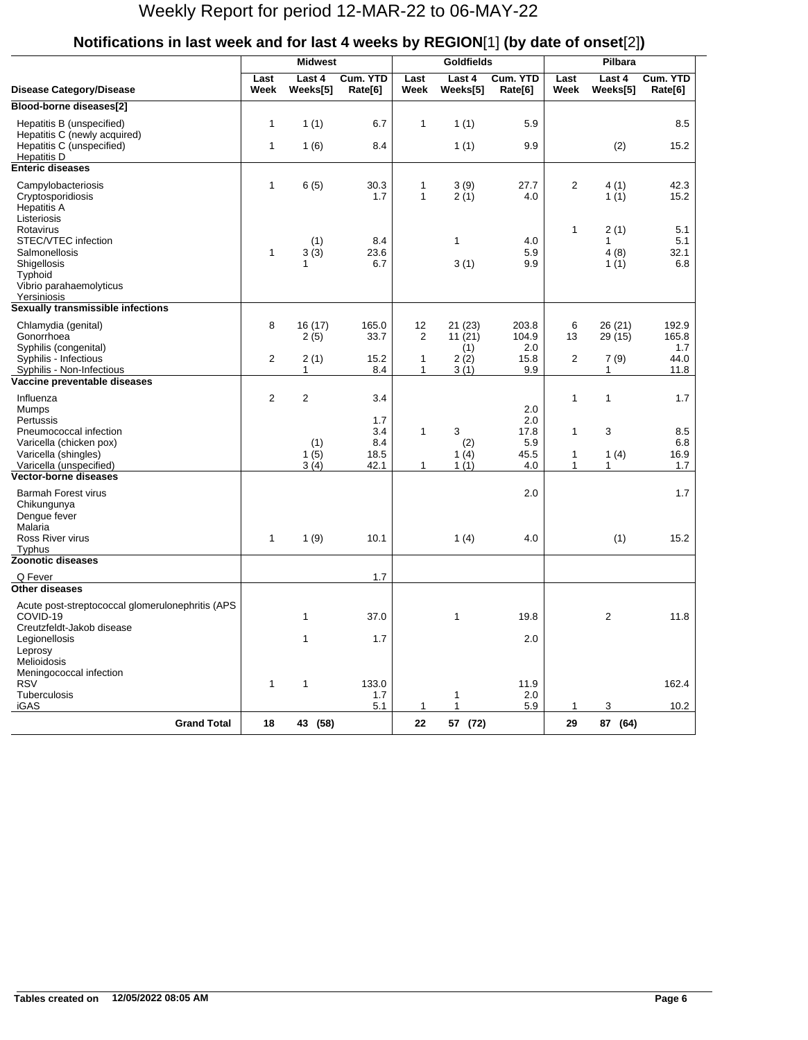# Weekly Report for period 12-MAR-22 to 06-MAY-22

## Notifications in last week and for last 4 weeks by REGION[1] (by date of onset[2])

| Disease Category/Disease | Midwest | | | Goldfields | | | Pilbara | | |
|---|---|---|---|---|---|---|---|---|---|
| | Last Week | Last 4 Weeks[5] | Cum. YTD Rate[6] | Last Week | Last 4 Weeks[5] | Cum. YTD Rate[6] | Last Week | Last 4 Weeks[5] | Cum. YTD Rate[6] |
| **Blood-borne diseases[2]** | | | | | | | | | |
| Hepatitis B (unspecified) | 1 | 1 (1) | 6.7 | 1 | 1 (1) | 5.9 | | | 8.5 |
| Hepatitis C (newly acquired) | | | | | | | | | |
| Hepatitis C (unspecified) | 1 | 1 (6) | 8.4 | | 1 (1) | 9.9 | | (2) | 15.2 |
| Hepatitis D | | | | | | | | | |
| **Enteric diseases** | | | | | | | | | |
| Campylobacteriosis | 1 | 6 (5) | 30.3 | 1 | 3 (9) | 27.7 | 2 | 4 (1) | 42.3 |
| Cryptosporidiosis | | | 1.7 | 1 | 2 (1) | 4.0 | | 1 (1) | 15.2 |
| Hepatitis A | | | | | | | | | |
| Listeriosis | | | | | | | | | |
| Rotavirus | | | | | | | 1 | 2 (1) | 5.1 |
| STEC/VTEC infection | | (1) | 8.4 | | 1 | 4.0 | | 1 | 5.1 |
| Salmonellosis | 1 | 3 (3) | 23.6 | | | 5.9 | | 4 (8) | 32.1 |
| Shigellosis | | 1 | 6.7 | | 3 (1) | 9.9 | | 1 (1) | 6.8 |
| Typhoid | | | | | | | | | |
| Vibrio parahaemolyticus | | | | | | | | | |
| Yersiniosis | | | | | | | | | |
| **Sexually transmissible infections** | | | | | | | | | |
| Chlamydia (genital) | 8 | 16 (17) | 165.0 | 12 | 21 (23) | 203.8 | 6 | 26 (21) | 192.9 |
| Gonorrhoea | | 2 (5) | 33.7 | 2 | 11 (21) | 104.9 | 13 | 29 (15) | 165.8 |
| Syphilis (congenital) | | | | | (1) | 2.0 | | | 1.7 |
| Syphilis - Infectious | 2 | 2 (1) | 15.2 | 1 | 2 (2) | 15.8 | 2 | 7 (9) | 44.0 |
| Syphilis - Non-Infectious | | 1 | 8.4 | 1 | 3 (1) | 9.9 | | 1 | 11.8 |
| **Vaccine preventable diseases** | | | | | | | | | |
| Influenza | 2 | 2 | 3.4 | | | | 1 | 1 | 1.7 |
| Mumps | | | | | | 2.0 | | | |
| Pertussis | | | 1.7 | | | 2.0 | | | |
| Pneumococcal infection | | | 3.4 | 1 | 3 | 17.8 | 1 | 3 | 8.5 |
| Varicella (chicken pox) | | (1) | 8.4 | | (2) | 5.9 | | | 6.8 |
| Varicella (shingles) | | 1 (5) | 18.5 | | 1 (4) | 45.5 | 1 | 1 (4) | 16.9 |
| Varicella (unspecified) | | 3 (4) | 42.1 | 1 | 1 (1) | 4.0 | 1 | 1 | 1.7 |
| **Vector-borne diseases** | | | | | | | | | |
| Barmah Forest virus | | | | | | 2.0 | | | 1.7 |
| Chikungunya | | | | | | | | | |
| Dengue fever | | | | | | | | | |
| Malaria | | | | | | | | | |
| Ross River virus | 1 | 1 (9) | 10.1 | | 1 (4) | 4.0 | | (1) | 15.2 |
| Typhus | | | | | | | | | |
| **Zoonotic diseases** | | | | | | | | | |
| Q Fever | | | 1.7 | | | | | | |
| **Other diseases** | | | | | | | | | |
| Acute post-streptococcal glomerulonephritis (APS | | | | | | | | | |
| COVID-19 | | 1 | 37.0 | | 1 | 19.8 | | 2 | 11.8 |
| Creutzfeldt-Jakob disease | | | | | | | | | |
| Legionellosis | | 1 | 1.7 | | | 2.0 | | | |
| Leprosy | | | | | | | | | |
| Melioidosis | | | | | | | | | |
| Meningococcal infection | | | | | | | | | |
| RSV | 1 | 1 | 133.0 | | | 11.9 | | | 162.4 |
| Tuberculosis | | | 1.7 | | 1 | 2.0 | | | |
| iGAS | | | 5.1 | 1 | 1 | 5.9 | 1 | 3 | 10.2 |
| **Grand Total** | **18** | **43 (58)** | | **22** | **57 (72)** | | **29** | **87 (64)** | |

**Tables created on 12/05/2022 08:05 AM**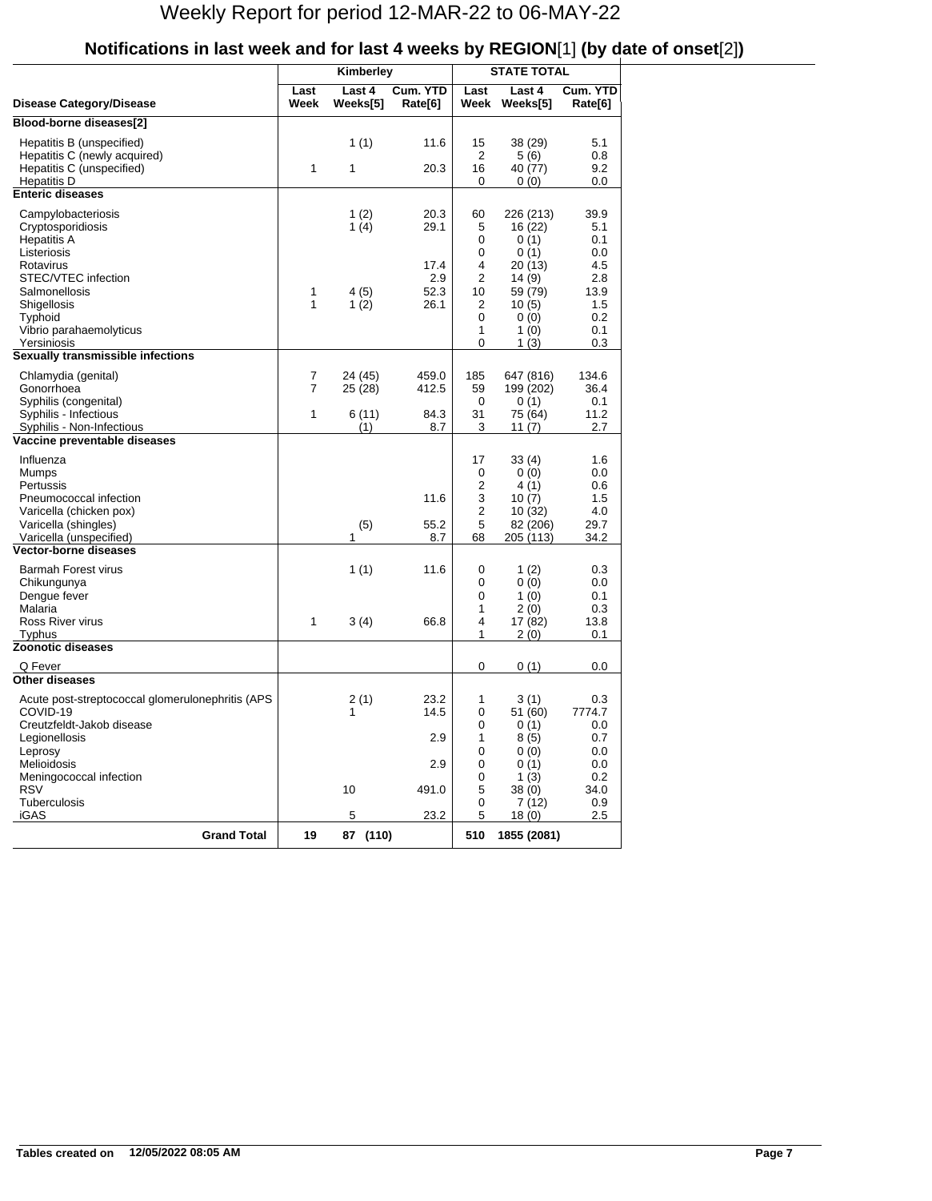# Weekly Report for period 12-MAR-22 to 06-MAY-22

## Notifications in last week and for last 4 weeks by REGION[1] (by date of onset[2])

| Disease Category/Disease | Kimberley Last Week | Kimberley Last 4 Weeks[5] | Kimberley Cum. YTD Rate[6] | STATE TOTAL Last Week | STATE TOTAL Last 4 Weeks[5] | STATE TOTAL Cum. YTD Rate[6] |
|---|---|---|---|---|---|---|
| **Blood-borne diseases[2]** | | | | | | |
| Hepatitis B (unspecified) | | 1 (1) | 11.6 | 15 | 38 (29) | 5.1 |
| Hepatitis C (newly acquired) | | | | 2 | 5 (6) | 0.8 |
| Hepatitis C (unspecified) | 1 | 1 | 20.3 | 16 | 40 (77) | 9.2 |
| Hepatitis D | | | | 0 | 0 (0) | 0.0 |
| **Enteric diseases** | | | | | | |
| Campylobacteriosis | | 1 (2) | 20.3 | 60 | 226 (213) | 39.9 |
| Cryptosporidiosis | | 1 (4) | 29.1 | 5 | 16 (22) | 5.1 |
| Hepatitis A | | | | 0 | 0 (1) | 0.1 |
| Listeriosis | | | | 0 | 0 (1) | 0.0 |
| Rotavirus | | | 17.4 | 4 | 20 (13) | 4.5 |
| STEC/VTEC infection | | | 2.9 | 2 | 14 (9) | 2.8 |
| Salmonellosis | 1 | 4 (5) | 52.3 | 10 | 59 (79) | 13.9 |
| Shigellosis | 1 | 1 (2) | 26.1 | 2 | 10 (5) | 1.5 |
| Typhoid | | | | 0 | 0 (0) | 0.2 |
| Vibrio parahaemolyticus | | | | 1 | 1 (0) | 0.1 |
| Yersiniosis | | | | 0 | 1 (3) | 0.3 |
| **Sexually transmissible infections** | | | | | | |
| Chlamydia (genital) | 7 | 24 (45) | 459.0 | 185 | 647 (816) | 134.6 |
| Gonorrhoea | 7 | 25 (28) | 412.5 | 59 | 199 (202) | 36.4 |
| Syphilis (congenital) | | | | 0 | 0 (1) | 0.1 |
| Syphilis - Infectious | 1 | 6 (11) | 84.3 | 31 | 75 (64) | 11.2 |
| Syphilis - Non-Infectious | | (1) | 8.7 | 3 | 11 (7) | 2.7 |
| **Vaccine preventable diseases** | | | | | | |
| Influenza | | | | 17 | 33 (4) | 1.6 |
| Mumps | | | | 0 | 0 (0) | 0.0 |
| Pertussis | | | | 2 | 4 (1) | 0.6 |
| Pneumococcal infection | | | 11.6 | 3 | 10 (7) | 1.5 |
| Varicella (chicken pox) | | | | 2 | 10 (32) | 4.0 |
| Varicella (shingles) | | (5) | 55.2 | 5 | 82 (206) | 29.7 |
| Varicella (unspecified) | | 1 | 8.7 | 68 | 205 (113) | 34.2 |
| **Vector-borne diseases** | | | | | | |
| Barmah Forest virus | | 1 (1) | 11.6 | 0 | 1 (2) | 0.3 |
| Chikungunya | | | | 0 | 0 (0) | 0.0 |
| Dengue fever | | | | 0 | 1 (0) | 0.1 |
| Malaria | | | | 1 | 2 (0) | 0.3 |
| Ross River virus | 1 | 3 (4) | 66.8 | 4 | 17 (82) | 13.8 |
| Typhus | | | | 1 | 2 (0) | 0.1 |
| **Zoonotic diseases** | | | | | | |
| Q Fever | | | | 0 | 0 (1) | 0.0 |
| **Other diseases** | | | | | | |
| Acute post-streptococcal glomerulonephritis (APS | | 2 (1) | 23.2 | 1 | 3 (1) | 0.3 |
| COVID-19 | | 1 | 14.5 | 0 | 51 (60) | 7774.7 |
| Creutzfeldt-Jakob disease | | | | 0 | 0 (1) | 0.0 |
| Legionellosis | | | 2.9 | 1 | 8 (5) | 0.7 |
| Leprosy | | | | 0 | 0 (0) | 0.0 |
| Melioidosis | | | 2.9 | 0 | 0 (1) | 0.0 |
| Meningococcal infection | | | | 0 | 1 (3) | 0.2 |
| RSV | | 10 | 491.0 | 5 | 38 (0) | 34.0 |
| Tuberculosis | | | | 0 | 7 (12) | 0.9 |
| iGAS | | 5 | 23.2 | 5 | 18 (0) | 2.5 |
| **Grand Total** | 19 | 87 (110) | | 510 | 1855 (2081) | |

Tables created on 12/05/2022 08:05 AM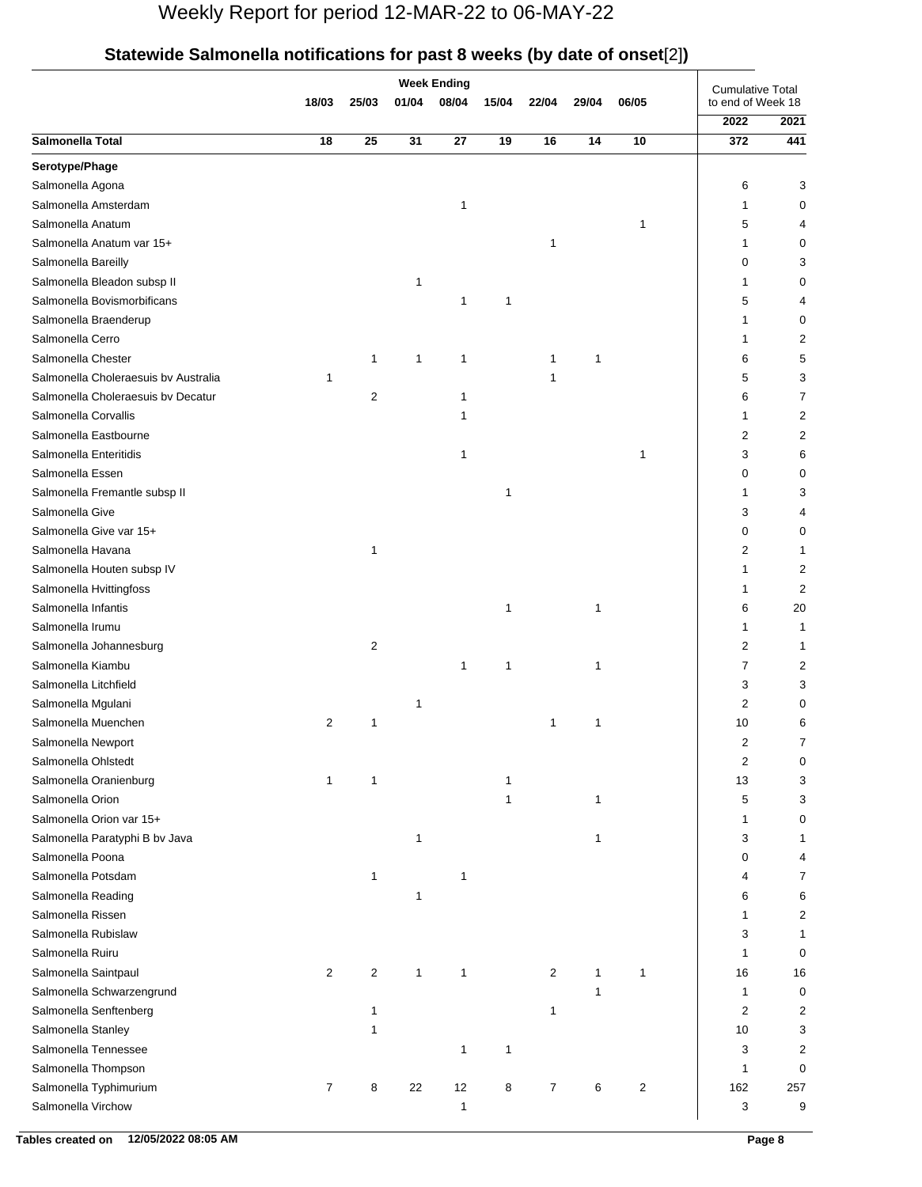# Weekly Report for period 12-MAR-22 to 06-MAY-22

## Statewide Salmonella notifications for past 8 weeks (by date of onset[2])

| | Week Ending | | | | | | | | Cumulative Total to end of Week 18 | |
|---|---|---|---|---|---|---|---|---|---|---|
| | 18/03 | 25/03 | 01/04 | 08/04 | 15/04 | 22/04 | 29/04 | 06/05 | 2022 | 2021 |
| **Salmonella Total** | 18 | 25 | 31 | 27 | 19 | 16 | 14 | 10 | 372 | 441 |
| **Serotype/Phage** | | | | | | | | | | |
| Salmonella Agona | | | | | | | | | 6 | 3 |
| Salmonella Amsterdam | | | | 1 | | | | | 1 | 0 |
| Salmonella Anatum | | | | | | | | 1 | 5 | 4 |
| Salmonella Anatum var 15+ | | | | | | 1 | | | 1 | 0 |
| Salmonella Bareilly | | | | | | | | | 0 | 3 |
| Salmonella Bleadon subsp II | | | 1 | | | | | | 1 | 0 |
| Salmonella Bovismorbificans | | | | 1 | 1 | | | | 5 | 4 |
| Salmonella Braenderup | | | | | | | | | 1 | 0 |
| Salmonella Cerro | | | | | | | | | 1 | 2 |
| Salmonella Chester | | 1 | 1 | 1 | | 1 | 1 | | 6 | 5 |
| Salmonella Choleraesuis bv Australia | 1 | | | | | 1 | | | 5 | 3 |
| Salmonella Choleraesuis bv Decatur | | 2 | | 1 | | | | | 6 | 7 |
| Salmonella Corvallis | | | | 1 | | | | | 1 | 2 |
| Salmonella Eastbourne | | | | | | | | | 2 | 2 |
| Salmonella Enteritidis | | | | 1 | | | | 1 | 3 | 6 |
| Salmonella Essen | | | | | | | | | 0 | 0 |
| Salmonella Fremantle subsp II | | | | | 1 | | | | 1 | 3 |
| Salmonella Give | | | | | | | | | 3 | 4 |
| Salmonella Give var 15+ | | | | | | | | | 0 | 0 |
| Salmonella Havana | | 1 | | | | | | | 2 | 1 |
| Salmonella Houten subsp IV | | | | | | | | | 1 | 2 |
| Salmonella Hvittingfoss | | | | | | | | | 1 | 2 |
| Salmonella Infantis | | | | | 1 | | 1 | | 6 | 20 |
| Salmonella Irumu | | | | | | | | | 1 | 1 |
| Salmonella Johannesburg | | 2 | | | | | | | 2 | 1 |
| Salmonella Kiambu | | | | 1 | 1 | | 1 | | 7 | 2 |
| Salmonella Litchfield | | | | | | | | | 3 | 3 |
| Salmonella Mgulani | | | 1 | | | | | | 2 | 0 |
| Salmonella Muenchen | 2 | 1 | | | | 1 | 1 | | 10 | 6 |
| Salmonella Newport | | | | | | | | | 2 | 7 |
| Salmonella Ohlstedt | | | | | | | | | 2 | 0 |
| Salmonella Oranienburg | 1 | 1 | | | 1 | | | | 13 | 3 |
| Salmonella Orion | | | | | 1 | | 1 | | 5 | 3 |
| Salmonella Orion var 15+ | | | | | | | | | 1 | 0 |
| Salmonella Paratyphi B bv Java | | | 1 | | | | 1 | | 3 | 1 |
| Salmonella Poona | | | | | | | | | 0 | 4 |
| Salmonella Potsdam | | 1 | | 1 | | | | | 4 | 7 |
| Salmonella Reading | | | 1 | | | | | | 6 | 6 |
| Salmonella Rissen | | | | | | | | | 1 | 2 |
| Salmonella Rubislaw | | | | | | | | | 3 | 1 |
| Salmonella Ruiru | | | | | | | | | 1 | 0 |
| Salmonella Saintpaul | 2 | 2 | 1 | 1 | | 2 | 1 | 1 | 16 | 16 |
| Salmonella Schwarzengrund | | | | | | | 1 | | 1 | 0 |
| Salmonella Senftenberg | | 1 | | | | 1 | | | 2 | 2 |
| Salmonella Stanley | | 1 | | | | | | | 10 | 3 |
| Salmonella Tennessee | | | | 1 | 1 | | | | 3 | 2 |
| Salmonella Thompson | | | | | | | | | 1 | 0 |
| Salmonella Typhimurium | 7 | 8 | 22 | 12 | 8 | 7 | 6 | 2 | 162 | 257 |
| Salmonella Virchow | | | | 1 | | | | | 3 | 9 |

**Tables created on 12/05/2022 08:05 AM**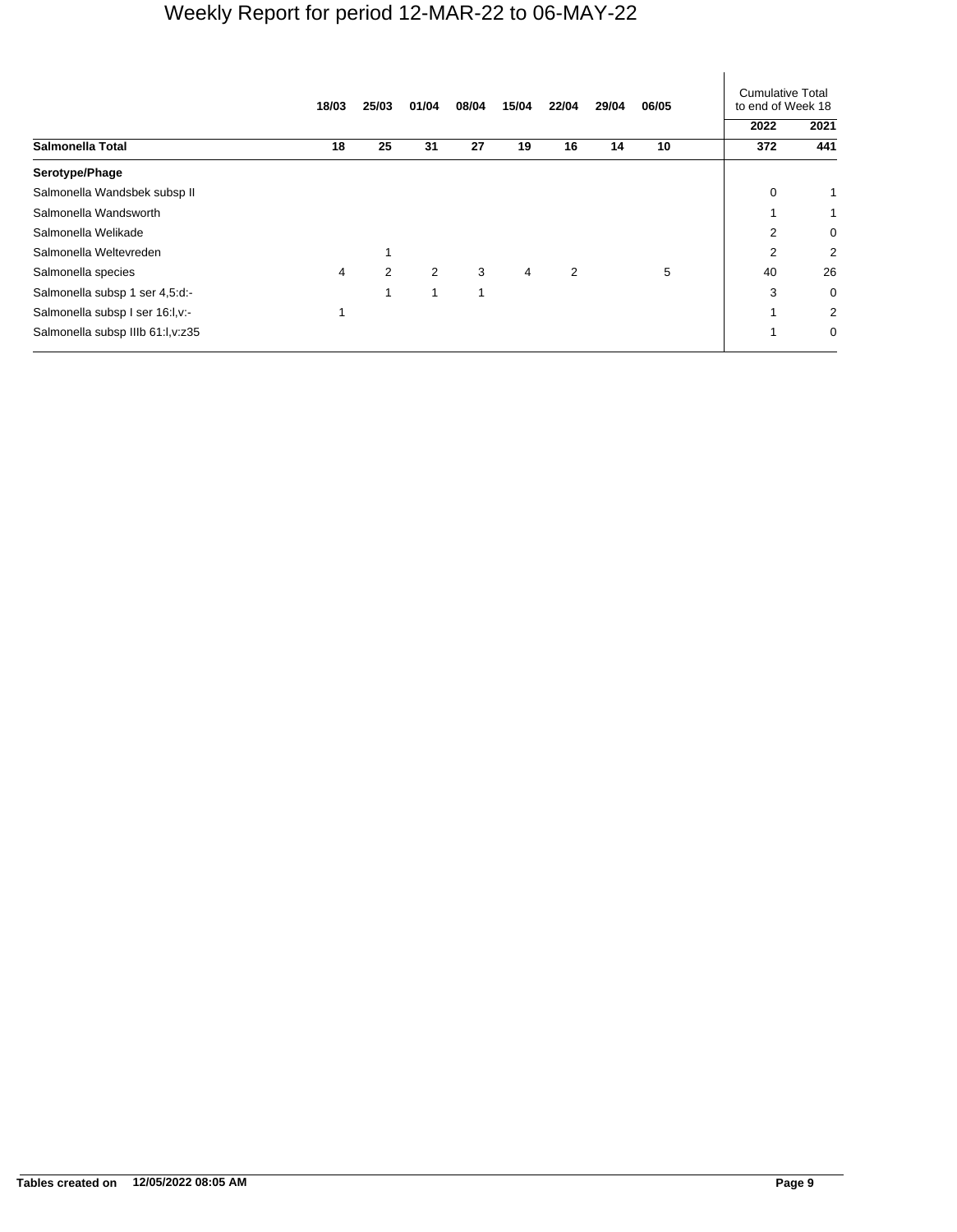# Weekly Report for period 12-MAR-22 to 06-MAY-22

| | 18/03 | 25/03 | 01/04 | 08/04 | 15/04 | 22/04 | 29/04 | 06/05 | Cumulative Total to end of Week 18 | |
|---|---|---|---|---|---|---|---|---|---|---|
| | | | | | | | | | **2022** | **2021** |
| **Salmonella Total** | **18** | **25** | **31** | **27** | **19** | **16** | **14** | **10** | **372** | **441** |
| **Serotype/Phage** | | | | | | | | | | |
| Salmonella Wandsbek subsp II | | | | | | | | | 0 | 1 |
| Salmonella Wandsworth | | | | | | | | | 1 | 1 |
| Salmonella Welikade | | | | | | | | | 2 | 0 |
| Salmonella Weltevreden | | 1 | | | | | | | 2 | 2 |
| Salmonella species | 4 | 2 | 2 | 3 | 4 | 2 | | 5 | 40 | 26 |
| Salmonella subsp 1 ser 4,5:d:- | | 1 | 1 | 1 | | | | | 3 | 0 |
| Salmonella subsp I ser 16:l,v:- | 1 | | | | | | | | 1 | 2 |
| Salmonella subsp IIIb 61:l,v:z35 | | | | | | | | | 1 | 0 |

**Tables created on 12/05/2022 08:05 AM**